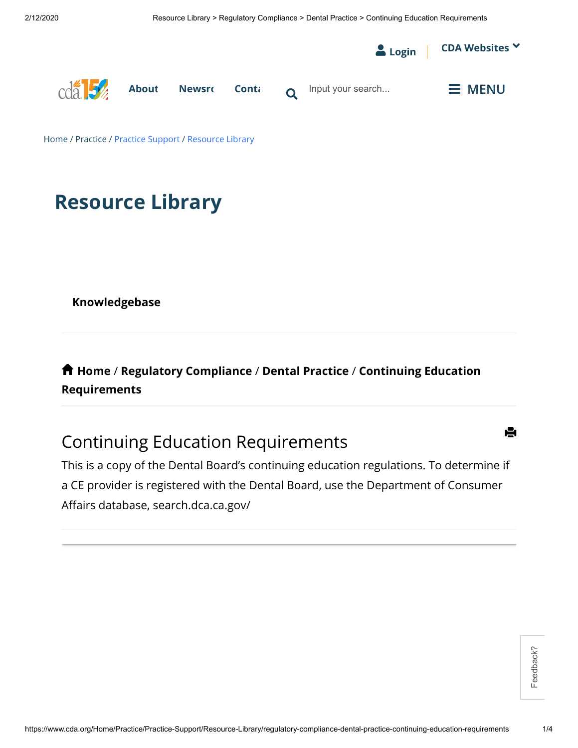Home / Practice / Practice Support / Resource Library

# Resource Library

**Knowledgebase**

**Home / Regulatory Compliance / Dental Practice / Continuing Education Requirements**

## Continuing Education Requirements

This is a copy of the Dental Board's continuing education regulations. To determine if a CE provider is registered with the Dental Board, use the Department of Consumer Affairs database, search.dca.ca.gov/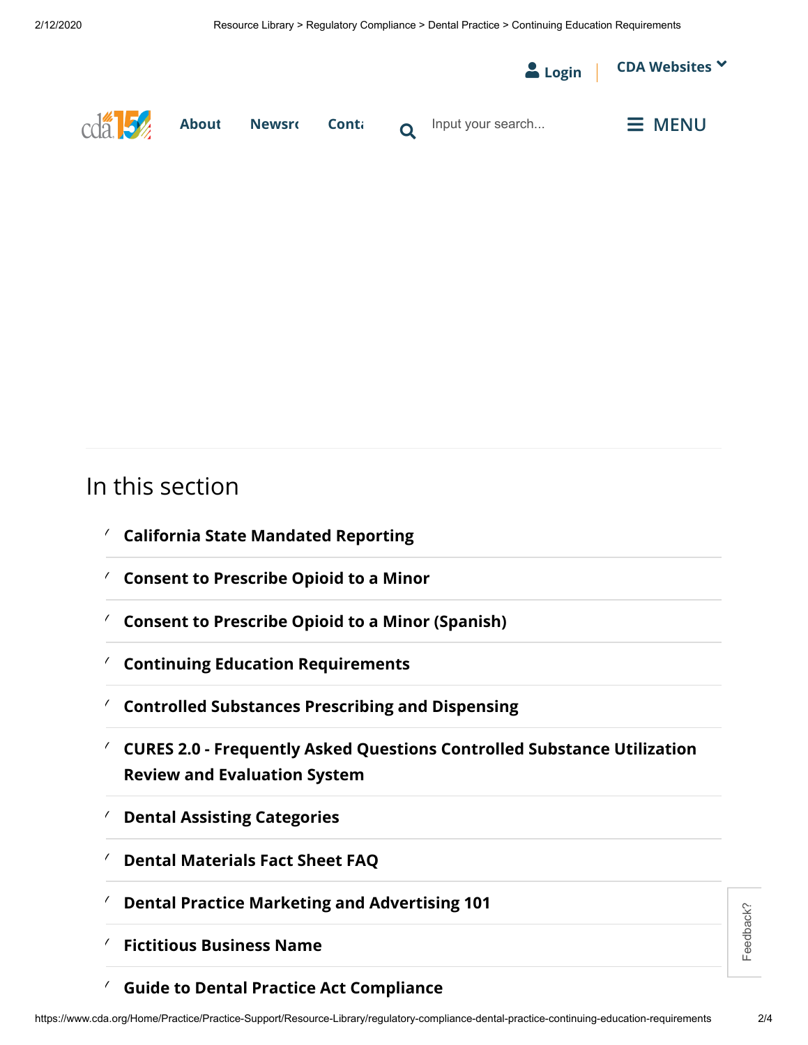## In this section

- **California State Mandated Reporting**
- **Consent to Prescribe Opioid to a Minor**
- **Consent to Prescribe Opioid to a Minor (Spanish)**
- **Continuing Education Requirements**
- **Controlled Substances Prescribing and Dispensing**
- **CURES 2.0 - Frequently Asked Questions Controlled Substance Utilization Review and Evaluation System**
- **Dental Assisting Categories**
- **Dental Materials Fact Sheet FAQ**
- **Dental Practice Marketing and Advertising 101**
- **Fictitious Business Name**
- **Guide to Dental Practice Act Compliance**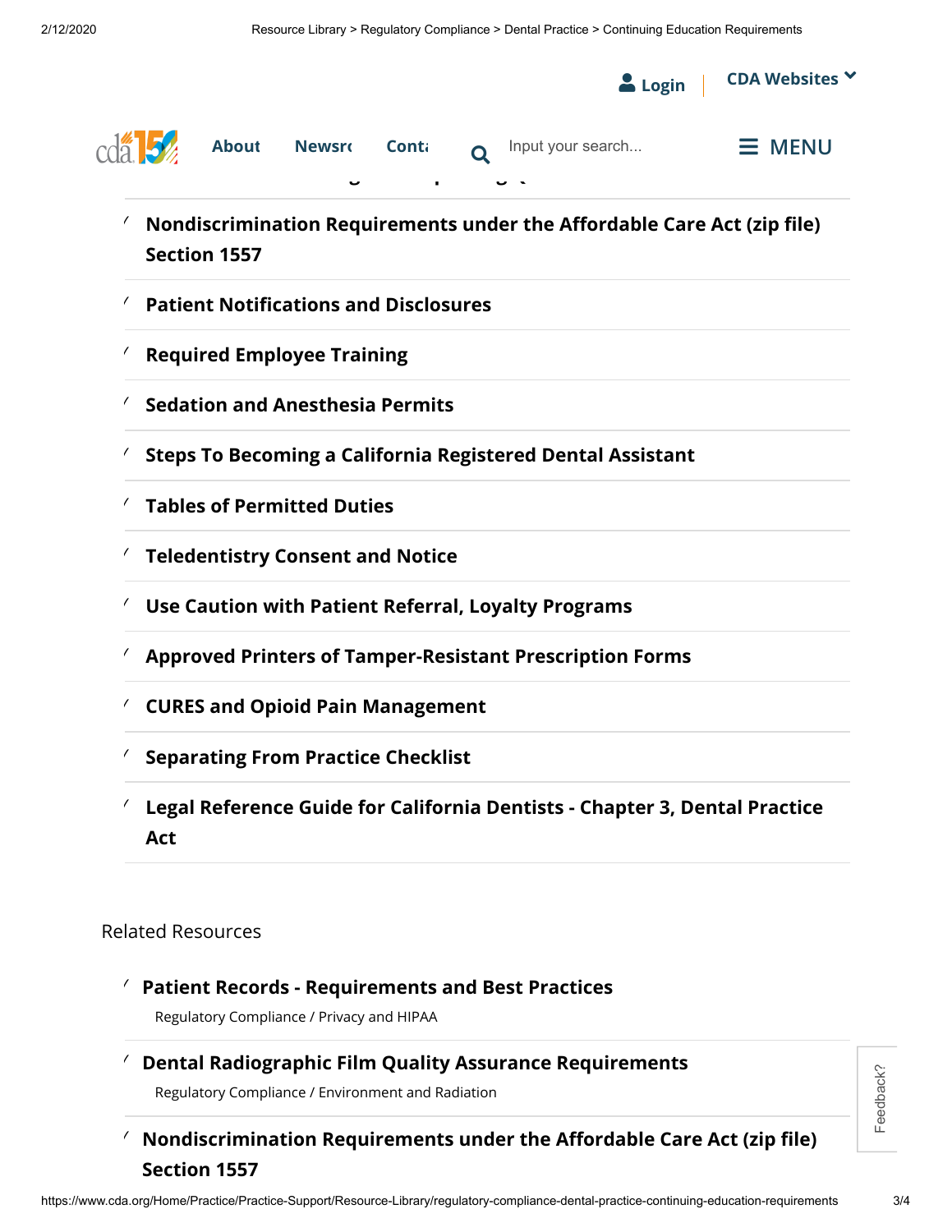- **Nondiscrimination Requirements under the Affordable Care Act (zip file) Section 1557**
- **Patient Notifications and Disclosures**
- **Required Employee Training**
- **Sedation and Anesthesia Permits**
- **Steps To Becoming a California Registered Dental Assistant**
- **Tables of Permitted Duties**
- **Teledentistry Consent and Notice**
- **Use Caution with Patient Referral, Loyalty Programs**
- **Approved Printers of Tamper-Resistant Prescription Forms**
- **CURES and Opioid Pain Management**
- **Separating From Practice Checklist**
- **Legal Reference Guide for California Dentists - Chapter 3, Dental Practice Act**

Related Resources

- **Patient Records - Requirements and Best Practices**
  Regulatory Compliance / Privacy and HIPAA
- **Dental Radiographic Film Quality Assurance Requirements**
  Regulatory Compliance / Environment and Radiation
- **Nondiscrimination Requirements under the Affordable Care Act (zip file) Section 1557**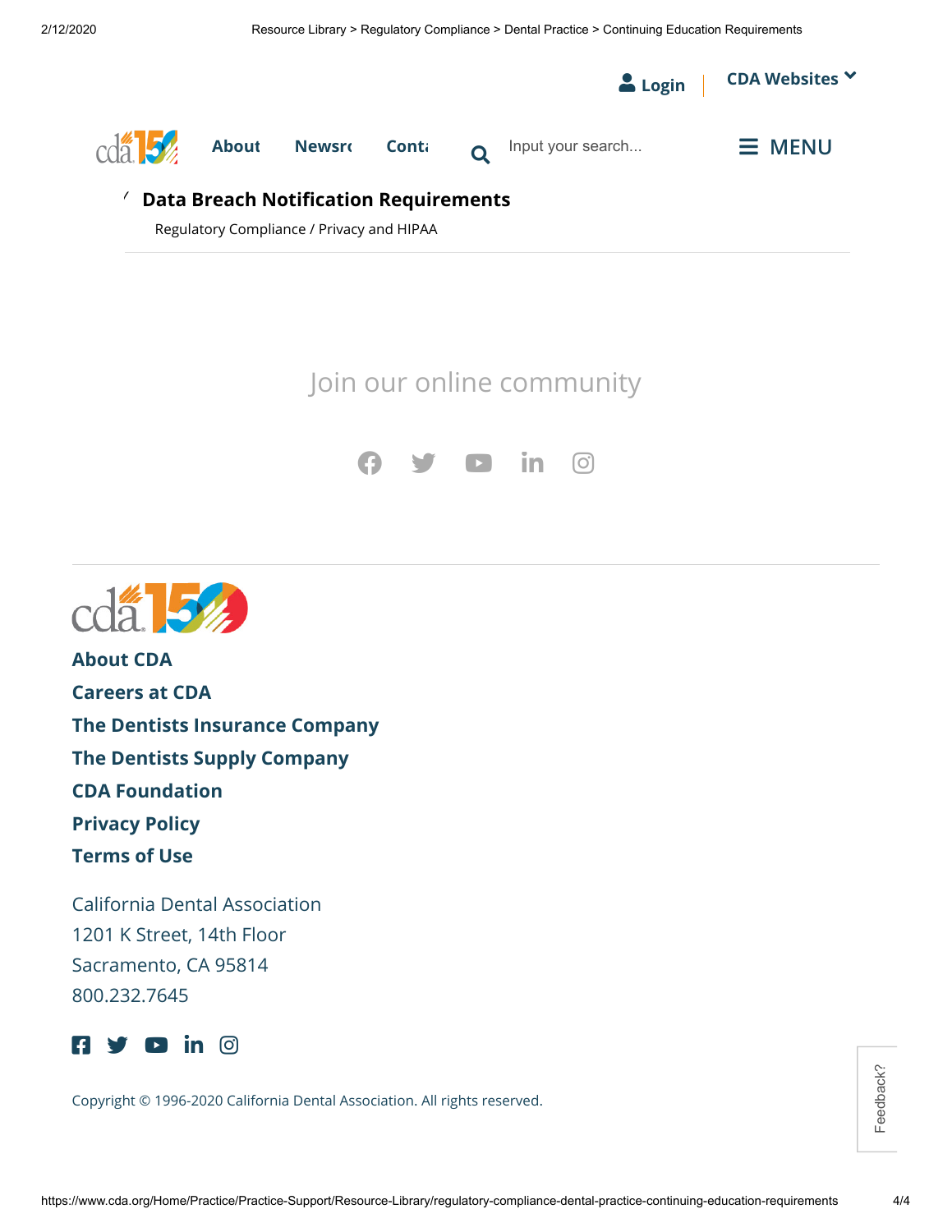Login | CDA Websites

About Newsroom Contact Input your search... MENU

**Data Breach Notification Requirements**

Regulatory Compliance / Privacy and HIPAA

Join our online community

**About CDA**

**Careers at CDA**

**The Dentists Insurance Company**

**The Dentists Supply Company**

**CDA Foundation**

**Privacy Policy**

**Terms of Use**

California Dental Association
1201 K Street, 14th Floor
Sacramento, CA 95814
800.232.7645

Copyright © 1996-2020 California Dental Association. All rights reserved.

Feedback?